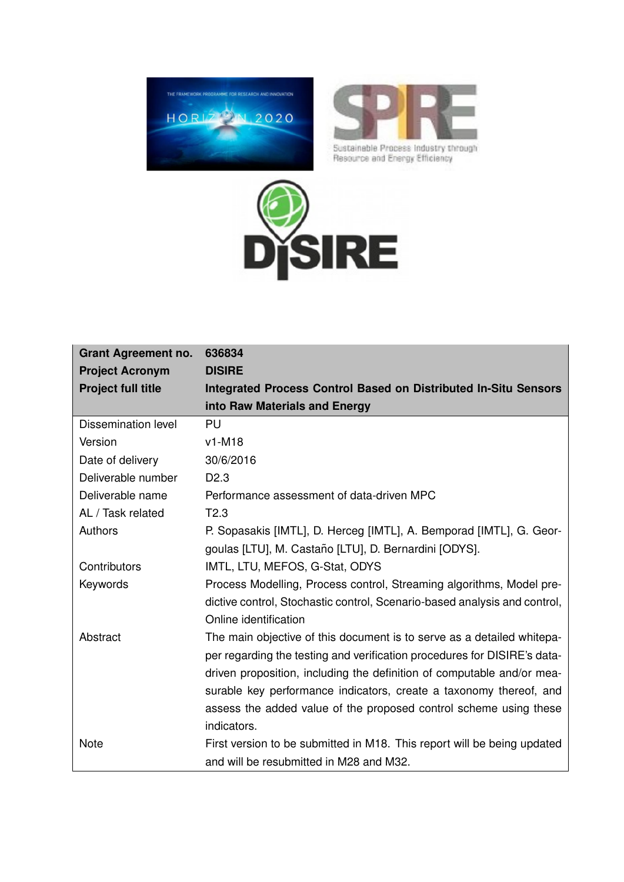| Grant Agreement no. | 636834 |
|---|---|
| **Project Acronym** | **DISIRE** |
| **Project full title** | **Integrated Process Control Based on Distributed In-Situ Sensors into Raw Materials and Energy** |
| Dissemination level | PU |
| Version | v1-M18 |
| Date of delivery | 30/6/2016 |
| Deliverable number | D2.3 |
| Deliverable name | Performance assessment of data-driven MPC |
| AL / Task related | T2.3 |
| Authors | P. Sopasakis [IMTL], D. Herceg [IMTL], A. Bemporad [IMTL], G. Georgoulas [LTU], M. Castaño [LTU], D. Bernardini [ODYS]. |
| Contributors | IMTL, LTU, MEFOS, G-Stat, ODYS |
| Keywords | Process Modelling, Process control, Streaming algorithms, Model predictive control, Stochastic control, Scenario-based analysis and control, Online identification |
| Abstract | The main objective of this document is to serve as a detailed whitepaper regarding the testing and verification procedures for DISIRE's data-driven proposition, including the definition of computable and/or measurable key performance indicators, create a taxonomy thereof, and assess the added value of the proposed control scheme using these indicators. |
| Note | First version to be submitted in M18. This report will be being updated and will be resubmitted in M28 and M32. |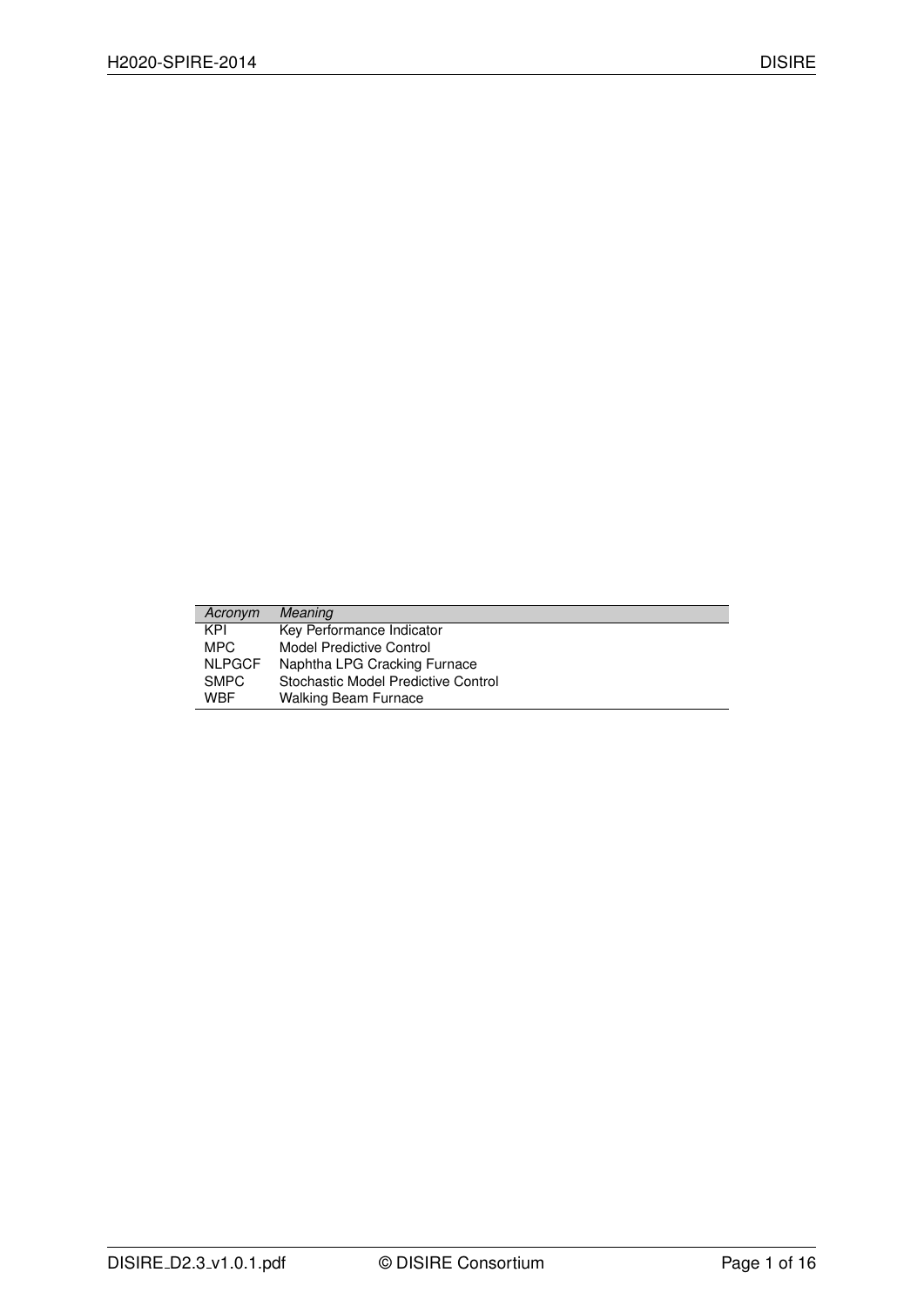| *Acronym* | *Meaning* |
|---|---|
| KPI | Key Performance Indicator |
| MPC | Model Predictive Control |
| NLPGCF | Naphtha LPG Cracking Furnace |
| SMPC | Stochastic Model Predictive Control |
| WBF | Walking Beam Furnace |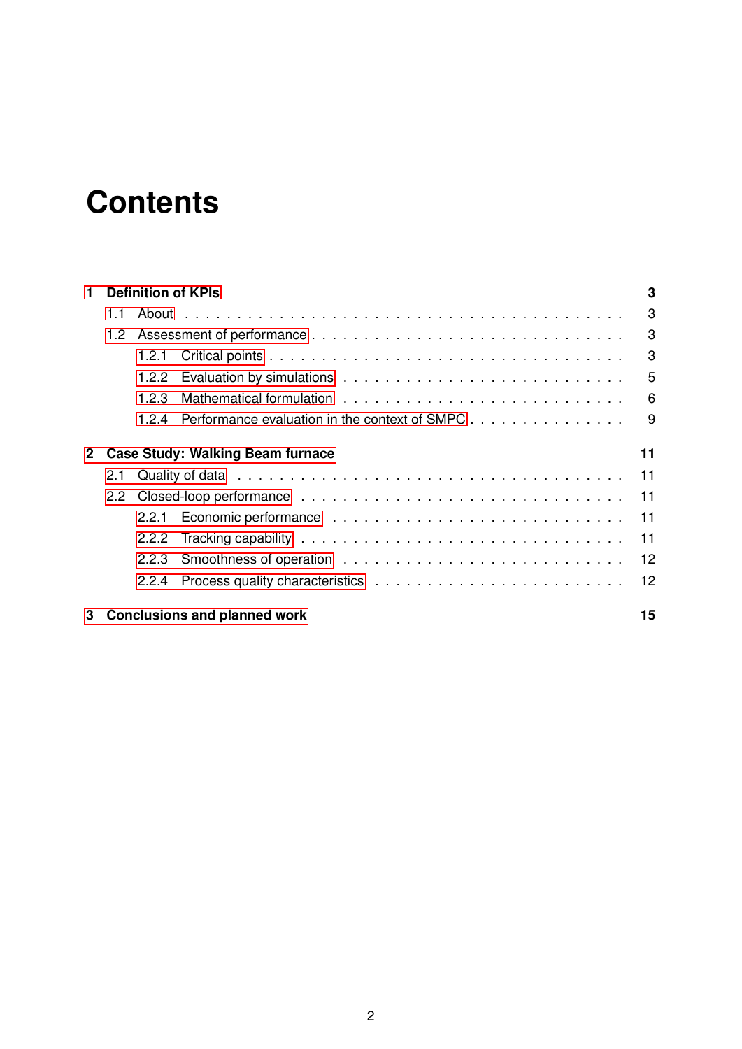# Contents

- **1 Definition of KPIs** — **3**
  - 1.1 About — 3
  - 1.2 Assessment of performance — 3
    - 1.2.1 Critical points — 3
    - 1.2.2 Evaluation by simulations — 5
    - 1.2.3 Mathematical formulation — 6
    - 1.2.4 Performance evaluation in the context of SMPC — 9
- **2 Case Study: Walking Beam furnace** — **11**
  - 2.1 Quality of data — 11
  - 2.2 Closed-loop performance — 11
    - 2.2.1 Economic performance — 11
    - 2.2.2 Tracking capability — 11
    - 2.2.3 Smoothness of operation — 12
    - 2.2.4 Process quality characteristics — 12
- **3 Conclusions and planned work** — **15**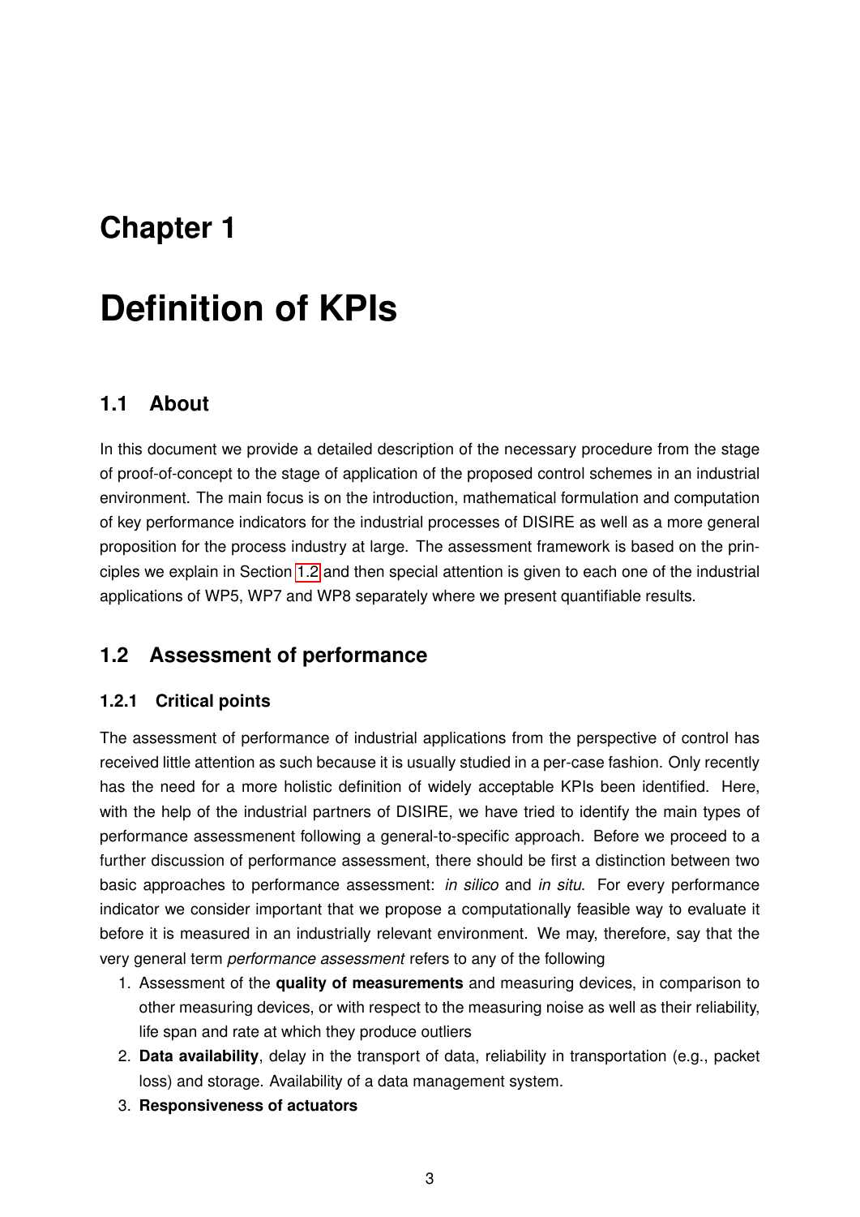# Chapter 1

# Definition of KPIs

## 1.1 About

In this document we provide a detailed description of the necessary procedure from the stage of proof-of-concept to the stage of application of the proposed control schemes in an industrial environment. The main focus is on the introduction, mathematical formulation and computation of key performance indicators for the industrial processes of DISIRE as well as a more general proposition for the process industry at large. The assessment framework is based on the principles we explain in Section 1.2 and then special attention is given to each one of the industrial applications of WP5, WP7 and WP8 separately where we present quantifiable results.

## 1.2 Assessment of performance

### 1.2.1 Critical points

The assessment of performance of industrial applications from the perspective of control has received little attention as such because it is usually studied in a per-case fashion. Only recently has the need for a more holistic definition of widely acceptable KPIs been identified. Here, with the help of the industrial partners of DISIRE, we have tried to identify the main types of performance assessmenent following a general-to-specific approach. Before we proceed to a further discussion of performance assessment, there should be first a distinction between two basic approaches to performance assessment: *in silico* and *in situ*. For every performance indicator we consider important that we propose a computationally feasible way to evaluate it before it is measured in an industrially relevant environment. We may, therefore, say that the very general term *performance assessment* refers to any of the following

1. Assessment of the **quality of measurements** and measuring devices, in comparison to other measuring devices, or with respect to the measuring noise as well as their reliability, life span and rate at which they produce outliers
2. **Data availability**, delay in the transport of data, reliability in transportation (e.g., packet loss) and storage. Availability of a data management system.
3. **Responsiveness of actuators**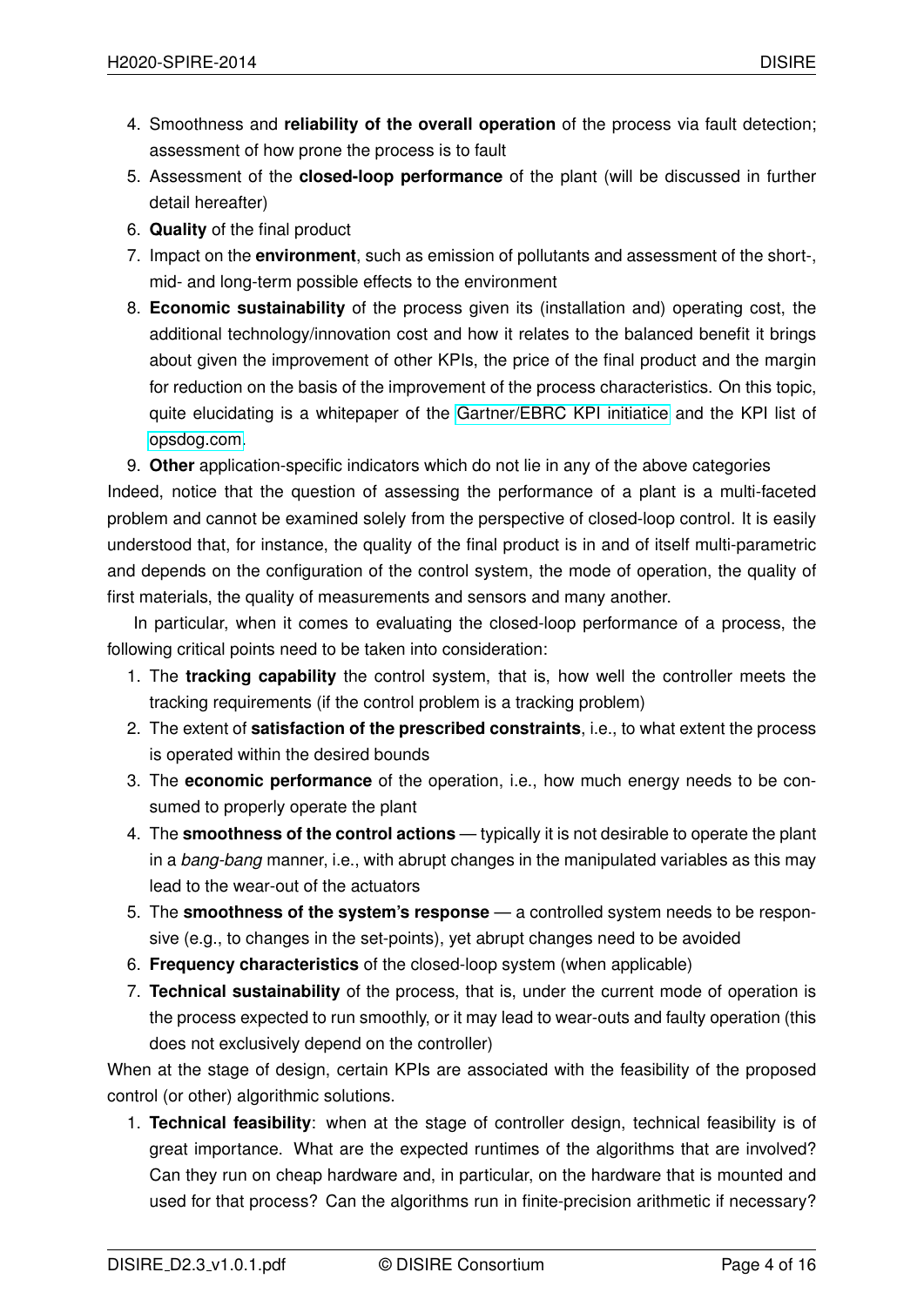4. Smoothness and **reliability of the overall operation** of the process via fault detection; assessment of how prone the process is to fault
5. Assessment of the **closed-loop performance** of the plant (will be discussed in further detail hereafter)
6. **Quality** of the final product
7. Impact on the **environment**, such as emission of pollutants and assessment of the short-, mid- and long-term possible effects to the environment
8. **Economic sustainability** of the process given its (installation and) operating cost, the additional technology/innovation cost and how it relates to the balanced benefit it brings about given the improvement of other KPIs, the price of the final product and the margin for reduction on the basis of the improvement of the process characteristics. On this topic, quite elucidating is a whitepaper of the Gartner/EBRC KPI initiatice and the KPI list of opsdog.com.
9. **Other** application-specific indicators which do not lie in any of the above categories

Indeed, notice that the question of assessing the performance of a plant is a multi-faceted problem and cannot be examined solely from the perspective of closed-loop control. It is easily understood that, for instance, the quality of the final product is in and of itself multi-parametric and depends on the configuration of the control system, the mode of operation, the quality of first materials, the quality of measurements and sensors and many another.

In particular, when it comes to evaluating the closed-loop performance of a process, the following critical points need to be taken into consideration:

1. The **tracking capability** the control system, that is, how well the controller meets the tracking requirements (if the control problem is a tracking problem)
2. The extent of **satisfaction of the prescribed constraints**, i.e., to what extent the process is operated within the desired bounds
3. The **economic performance** of the operation, i.e., how much energy needs to be consumed to properly operate the plant
4. The **smoothness of the control actions** — typically it is not desirable to operate the plant in a *bang-bang* manner, i.e., with abrupt changes in the manipulated variables as this may lead to the wear-out of the actuators
5. The **smoothness of the system's response** — a controlled system needs to be responsive (e.g., to changes in the set-points), yet abrupt changes need to be avoided
6. **Frequency characteristics** of the closed-loop system (when applicable)
7. **Technical sustainability** of the process, that is, under the current mode of operation is the process expected to run smoothly, or it may lead to wear-outs and faulty operation (this does not exclusively depend on the controller)

When at the stage of design, certain KPIs are associated with the feasibility of the proposed control (or other) algorithmic solutions.

1. **Technical feasibility**: when at the stage of controller design, technical feasibility is of great importance. What are the expected runtimes of the algorithms that are involved? Can they run on cheap hardware and, in particular, on the hardware that is mounted and used for that process? Can the algorithms run in finite-precision arithmetic if necessary?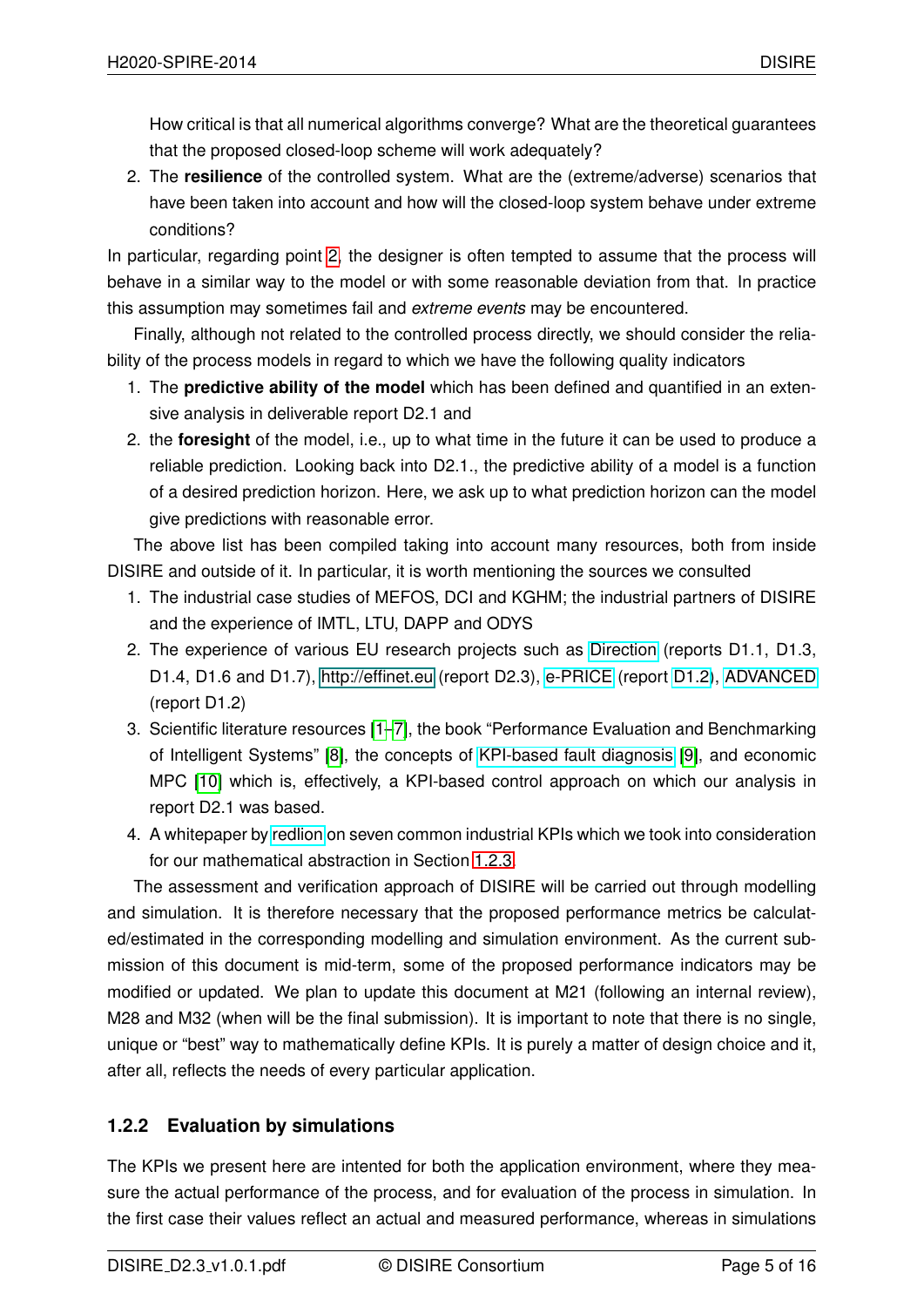How critical is that all numerical algorithms converge? What are the theoretical guarantees that the proposed closed-loop scheme will work adequately?

2. The **resilience** of the controlled system. What are the (extreme/adverse) scenarios that have been taken into account and how will the closed-loop system behave under extreme conditions?

In particular, regarding point 2, the designer is often tempted to assume that the process will behave in a similar way to the model or with some reasonable deviation from that. In practice this assumption may sometimes fail and *extreme events* may be encountered.

Finally, although not related to the controlled process directly, we should consider the reliability of the process models in regard to which we have the following quality indicators

1. The **predictive ability of the model** which has been defined and quantified in an extensive analysis in deliverable report D2.1 and
2. the **foresight** of the model, i.e., up to what time in the future it can be used to produce a reliable prediction. Looking back into D2.1., the predictive ability of a model is a function of a desired prediction horizon. Here, we ask up to what prediction horizon can the model give predictions with reasonable error.

The above list has been compiled taking into account many resources, both from inside DISIRE and outside of it. In particular, it is worth mentioning the sources we consulted

1. The industrial case studies of MEFOS, DCI and KGHM; the industrial partners of DISIRE and the experience of IMTL, LTU, DAPP and ODYS
2. The experience of various EU research projects such as Direction (reports D1.1, D1.3, D1.4, D1.6 and D1.7), http://effinet.eu (report D2.3), e-PRICE (report D1.2), ADVANCED (report D1.2)
3. Scientific literature resources [1–7], the book "Performance Evaluation and Benchmarking of Intelligent Systems" [8], the concepts of KPI-based fault diagnosis [9], and economic MPC [10] which is, effectively, a KPI-based control approach on which our analysis in report D2.1 was based.
4. A whitepaper by redlion on seven common industrial KPIs which we took into consideration for our mathematical abstraction in Section 1.2.3.

The assessment and verification approach of DISIRE will be carried out through modelling and simulation. It is therefore necessary that the proposed performance metrics be calculated/estimated in the corresponding modelling and simulation environment. As the current submission of this document is mid-term, some of the proposed performance indicators may be modified or updated. We plan to update this document at M21 (following an internal review), M28 and M32 (when will be the final submission). It is important to note that there is no single, unique or "best" way to mathematically define KPIs. It is purely a matter of design choice and it, after all, reflects the needs of every particular application.

### 1.2.2 Evaluation by simulations

The KPIs we present here are intented for both the application environment, where they measure the actual performance of the process, and for evaluation of the process in simulation. In the first case their values reflect an actual and measured performance, whereas in simulations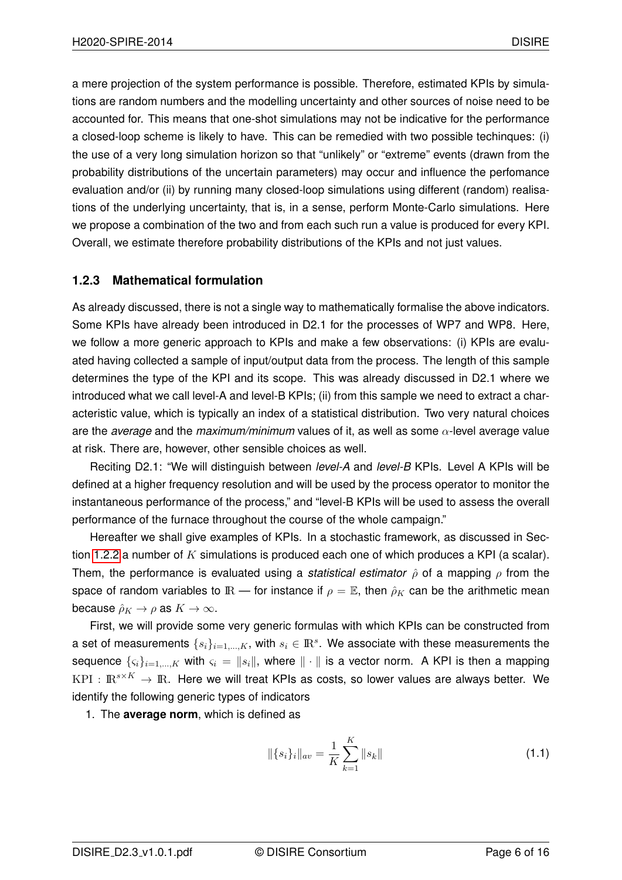a mere projection of the system performance is possible. Therefore, estimated KPIs by simulations are random numbers and the modelling uncertainty and other sources of noise need to be accounted for. This means that one-shot simulations may not be indicative for the performance a closed-loop scheme is likely to have. This can be remedied with two possible techinques: (i) the use of a very long simulation horizon so that "unlikely" or "extreme" events (drawn from the probability distributions of the uncertain parameters) may occur and influence the perfomance evaluation and/or (ii) by running many closed-loop simulations using different (random) realisations of the underlying uncertainty, that is, in a sense, perform Monte-Carlo simulations. Here we propose a combination of the two and from each such run a value is produced for every KPI. Overall, we estimate therefore probability distributions of the KPIs and not just values.

### 1.2.3 Mathematical formulation

As already discussed, there is not a single way to mathematically formalise the above indicators. Some KPIs have already been introduced in D2.1 for the processes of WP7 and WP8. Here, we follow a more generic approach to KPIs and make a few observations: (i) KPIs are evaluated having collected a sample of input/output data from the process. The length of this sample determines the type of the KPI and its scope. This was already discussed in D2.1 where we introduced what we call level-A and level-B KPIs; (ii) from this sample we need to extract a characteristic value, which is typically an index of a statistical distribution. Two very natural choices are the *average* and the *maximum/minimum* values of it, as well as some $\alpha$-level average value at risk. There are, however, other sensible choices as well.

Reciting D2.1: "We will distinguish between *level-A* and *level-B* KPIs. Level A KPIs will be defined at a higher frequency resolution and will be used by the process operator to monitor the instantaneous performance of the process," and "level-B KPIs will be used to assess the overall performance of the furnace throughout the course of the whole campaign."

Hereafter we shall give examples of KPIs. In a stochastic framework, as discussed in Section 1.2.2 a number of $K$ simulations is produced each one of which produces a KPI (a scalar). Them, the performance is evaluated using a *statistical estimator* $\hat{\rho}$ of a mapping $\rho$ from the space of random variables to $\mathbb{R}$ — for instance if $\rho = \mathbb{E}$, then $\hat{\rho}_K$ can be the arithmetic mean because $\hat{\rho}_K \to \rho$ as $K \to \infty$.

First, we will provide some very generic formulas with which KPIs can be constructed from a set of measurements $\{s_i\}_{i=1,\ldots,K}$, with $s_i \in \mathbb{R}^s$. We associate with these measurements the sequence $\{\varsigma_i\}_{i=1,\ldots,K}$ with $\varsigma_i = \|s_i\|$, where $\|\cdot\|$ is a vector norm. A KPI is then a mapping $\mathrm{KPI} : \mathbb{R}^{s \times K} \to \mathbb{R}$. Here we will treat KPIs as costs, so lower values are always better. We identify the following generic types of indicators

1. The **average norm**, which is defined as

$$\|\{s_i\}_i\|_{av} = \frac{1}{K} \sum_{k=1}^{K} \|s_k\| \tag{1.1}$$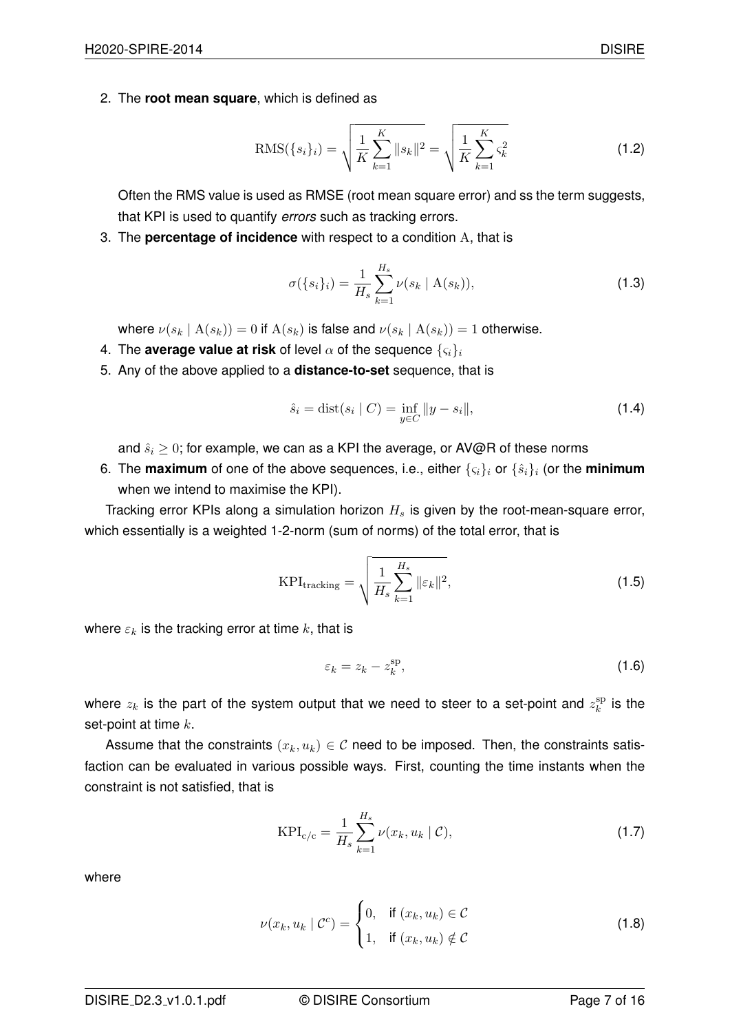2. The **root mean square**, which is defined as

$$\mathrm{RMS}(\{s_i\}_i) = \sqrt{\frac{1}{K}\sum_{k=1}^{K} \|s_k\|^2} = \sqrt{\frac{1}{K}\sum_{k=1}^{K} \varsigma_k^2} \tag{1.2}$$

   Often the RMS value is used as RMSE (root mean square error) and ss the term suggests, that KPI is used to quantify *errors* such as tracking errors.

3. The **percentage of incidence** with respect to a condition $\mathrm{A}$, that is

$$\sigma(\{s_i\}_i) = \frac{1}{H_s}\sum_{k=1}^{H_s} \nu(s_k \mid \mathrm{A}(s_k)), \tag{1.3}$$

   where $\nu(s_k \mid \mathrm{A}(s_k)) = 0$ if $\mathrm{A}(s_k)$ is false and $\nu(s_k \mid \mathrm{A}(s_k)) = 1$ otherwise.

4. The **average value at risk** of level $\alpha$ of the sequence $\{\varsigma_i\}_i$

5. Any of the above applied to a **distance-to-set** sequence, that is

$$\hat{s}_i = \mathrm{dist}(s_i \mid C) = \inf_{y \in C} \|y - s_i\|, \tag{1.4}$$

   and $\hat{s}_i \geq 0$; for example, we can as a KPI the average, or AV@R of these norms

6. The **maximum** of one of the above sequences, i.e., either $\{\varsigma_i\}_i$ or $\{\hat{s}_i\}_i$ (or the **minimum** when we intend to maximise the KPI).

Tracking error KPIs along a simulation horizon $H_s$ is given by the root-mean-square error, which essentially is a weighted 1-2-norm (sum of norms) of the total error, that is

$$\mathrm{KPI}_{\mathrm{tracking}} = \sqrt{\frac{1}{H_s}\sum_{k=1}^{H_s} \|\varepsilon_k\|^2}, \tag{1.5}$$

where $\varepsilon_k$ is the tracking error at time $k$, that is

$$\varepsilon_k = z_k - z_k^{\mathrm{sp}}, \tag{1.6}$$

where $z_k$ is the part of the system output that we need to steer to a set-point and $z_k^{\mathrm{sp}}$ is the set-point at time $k$.

Assume that the constraints $(x_k, u_k) \in \mathcal{C}$ need to be imposed. Then, the constraints satisfaction can be evaluated in various possible ways. First, counting the time instants when the constraint is not satisfied, that is

$$\mathrm{KPI}_{\mathrm{c/c}} = \frac{1}{H_s}\sum_{k=1}^{H_s} \nu(x_k, u_k \mid \mathcal{C}), \tag{1.7}$$

where

$$\nu(x_k, u_k \mid \mathcal{C}^c) = \begin{cases} 0, & \text{if } (x_k, u_k) \in \mathcal{C} \\ 1, & \text{if } (x_k, u_k) \notin \mathcal{C} \end{cases} \tag{1.8}$$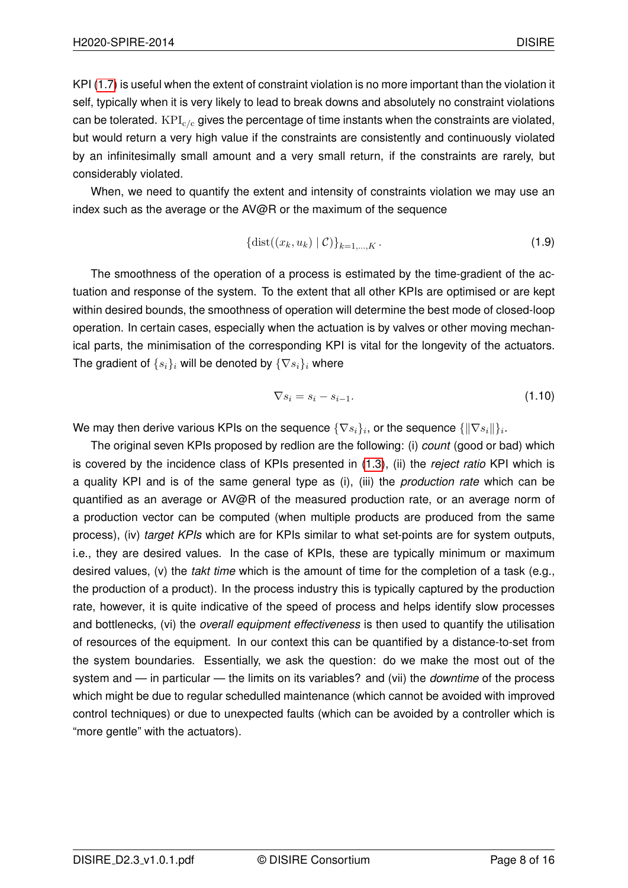KPI (1.7) is useful when the extent of constraint violation is no more important than the violation it self, typically when it is very likely to lead to break downs and absolutely no constraint violations can be tolerated. $\mathrm{KPI}_{\mathrm{c/c}}$ gives the percentage of time instants when the constraints are violated, but would return a very high value if the constraints are consistently and continuously violated by an infinitesimally small amount and a very small return, if the constraints are rarely, but considerably violated.

When, we need to quantify the extent and intensity of constraints violation we may use an index such as the average or the AV@R or the maximum of the sequence

$$\{\mathrm{dist}((x_k, u_k) \mid \mathcal{C})\}_{k=1,\ldots,K}. \tag{1.9}$$

The smoothness of the operation of a process is estimated by the time-gradient of the actuation and response of the system. To the extent that all other KPIs are optimised or are kept within desired bounds, the smoothness of operation will determine the best mode of closed-loop operation. In certain cases, especially when the actuation is by valves or other moving mechanical parts, the minimisation of the corresponding KPI is vital for the longevity of the actuators. The gradient of $\{s_i\}_i$ will be denoted by $\{\nabla s_i\}_i$ where

$$\nabla s_i = s_i - s_{i-1}. \tag{1.10}$$

We may then derive various KPIs on the sequence $\{\nabla s_i\}_i$, or the sequence $\{\|\nabla s_i\|\}_i$.

The original seven KPIs proposed by redlion are the following: (i) *count* (good or bad) which is covered by the incidence class of KPIs presented in (1.3), (ii) the *reject ratio* KPI which is a quality KPI and is of the same general type as (i), (iii) the *production rate* which can be quantified as an average or AV@R of the measured production rate, or an average norm of a production vector can be computed (when multiple products are produced from the same process), (iv) *target KPIs* which are for KPIs similar to what set-points are for system outputs, i.e., they are desired values. In the case of KPIs, these are typically minimum or maximum desired values, (v) the *takt time* which is the amount of time for the completion of a task (e.g., the production of a product). In the process industry this is typically captured by the production rate, however, it is quite indicative of the speed of process and helps identify slow processes and bottlenecks, (vi) the *overall equipment effectiveness* is then used to quantify the utilisation of resources of the equipment. In our context this can be quantified by a distance-to-set from the system boundaries. Essentially, we ask the question: do we make the most out of the system and — in particular — the limits on its variables? and (vii) the *downtime* of the process which might be due to regular schedulled maintenance (which cannot be avoided with improved control techniques) or due to unexpected faults (which can be avoided by a controller which is "more gentle" with the actuators).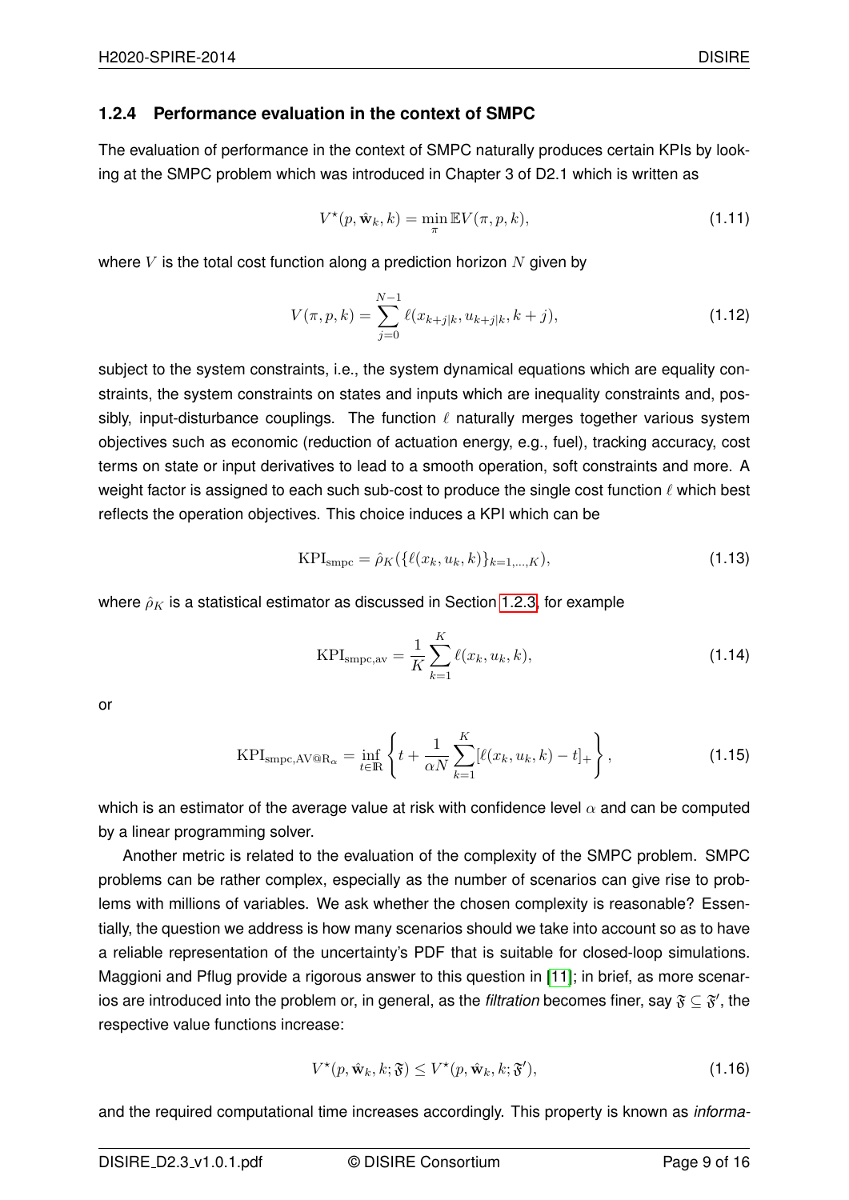### 1.2.4 Performance evaluation in the context of SMPC

The evaluation of performance in the context of SMPC naturally produces certain KPIs by looking at the SMPC problem which was introduced in Chapter 3 of D2.1 which is written as

$$V^{\star}(p, \hat{\mathbf{w}}_k, k) = \min_{\pi} \mathbb{E} V(\pi, p, k), \tag{1.11}$$

where $V$ is the total cost function along a prediction horizon $N$ given by

$$V(\pi, p, k) = \sum_{j=0}^{N-1} \ell(x_{k+j|k}, u_{k+j|k}, k+j), \tag{1.12}$$

subject to the system constraints, i.e., the system dynamical equations which are equality constraints, the system constraints on states and inputs which are inequality constraints and, possibly, input-disturbance couplings. The function $\ell$ naturally merges together various system objectives such as economic (reduction of actuation energy, e.g., fuel), tracking accuracy, cost terms on state or input derivatives to lead to a smooth operation, soft constraints and more. A weight factor is assigned to each such sub-cost to produce the single cost function $\ell$ which best reflects the operation objectives. This choice induces a KPI which can be

$$\mathrm{KPI}_{\mathrm{smpc}} = \hat{\rho}_K(\{\ell(x_k, u_k, k)\}_{k=1,\ldots,K}), \tag{1.13}$$

where $\hat{\rho}_K$ is a statistical estimator as discussed in Section 1.2.3, for example

$$\mathrm{KPI}_{\mathrm{smpc,av}} = \frac{1}{K} \sum_{k=1}^{K} \ell(x_k, u_k, k), \tag{1.14}$$

or

$$\mathrm{KPI}_{\mathrm{smpc,AV@R}_{\alpha}} = \inf_{t \in \mathbb{R}} \left\{ t + \frac{1}{\alpha N} \sum_{k=1}^{K} [\ell(x_k, u_k, k) - t]_+ \right\}, \tag{1.15}$$

which is an estimator of the average value at risk with confidence level $\alpha$ and can be computed by a linear programming solver.

Another metric is related to the evaluation of the complexity of the SMPC problem. SMPC problems can be rather complex, especially as the number of scenarios can give rise to problems with millions of variables. We ask whether the chosen complexity is reasonable? Essentially, the question we address is how many scenarios should we take into account so as to have a reliable representation of the uncertainty's PDF that is suitable for closed-loop simulations. Maggioni and Pflug provide a rigorous answer to this question in [11]; in brief, as more scenarios are introduced into the problem or, in general, as the *filtration* becomes finer, say $\mathfrak{F} \subseteq \mathfrak{F}'$, the respective value functions increase:

$$V^{\star}(p, \hat{\mathbf{w}}_k, k; \mathfrak{F}) \leq V^{\star}(p, \hat{\mathbf{w}}_k, k; \mathfrak{F}'), \tag{1.16}$$

and the required computational time increases accordingly. This property is known as *informa-*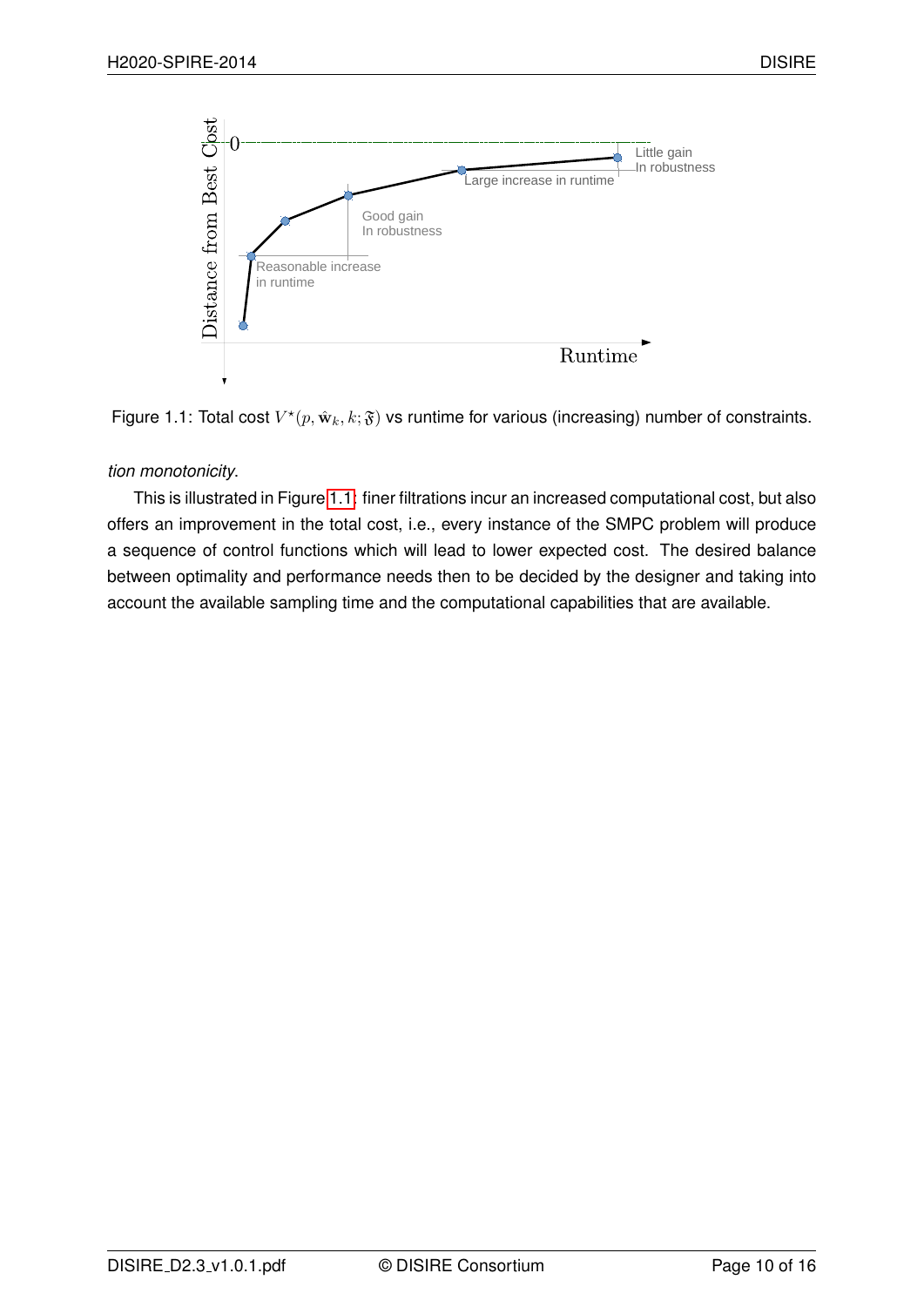Figure 1.1: Total cost $V^\star(p, \hat{\mathbf{w}}_k, k; \mathfrak{F})$ vs runtime for various (increasing) number of constraints.

*tion monotonicity*.

This is illustrated in Figure 1.1: finer filtrations incur an increased computational cost, but also offers an improvement in the total cost, i.e., every instance of the SMPC problem will produce a sequence of control functions which will lead to lower expected cost. The desired balance between optimality and performance needs then to be decided by the designer and taking into account the available sampling time and the computational capabilities that are available.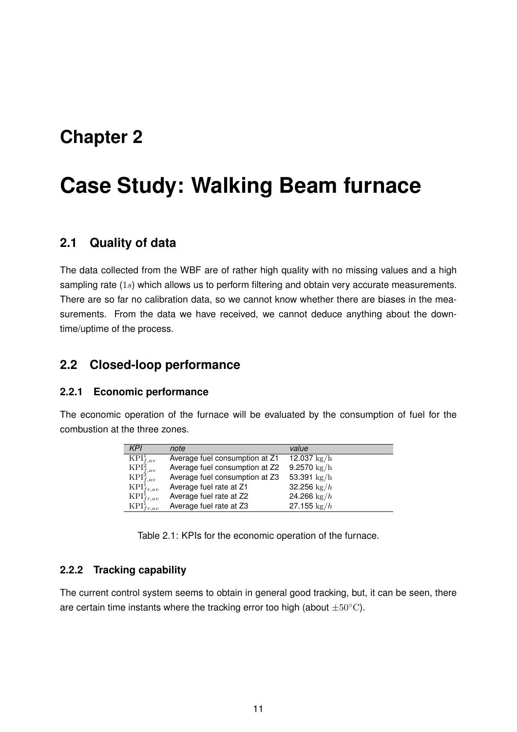# Chapter 2

# Case Study: Walking Beam furnace

## 2.1 Quality of data

The data collected from the WBF are of rather high quality with no missing values and a high sampling rate ($1s$) which allows us to perform filtering and obtain very accurate measurements. There are so far no calibration data, so we cannot know whether there are biases in the measurements. From the data we have received, we cannot deduce anything about the downtime/uptime of the process.

## 2.2 Closed-loop performance

### 2.2.1 Economic performance

The economic operation of the furnace will be evaluated by the consumption of fuel for the combustion at the three zones.

| *KPI* | *note* | *value* |
|---|---|---|
| $\mathrm{KPI}^1_{f,av}$ | Average fuel consumption at Z1 | 12.037 $\mathrm{kg/h}$ |
| $\mathrm{KPI}^2_{f,av}$ | Average fuel consumption at Z2 | 9.2570 $\mathrm{kg/h}$ |
| $\mathrm{KPI}^3_{f,av}$ | Average fuel consumption at Z3 | 53.391 $\mathrm{kg/h}$ |
| $\mathrm{KPI}^1_{fr,av}$ | Average fuel rate at Z1 | 32.256 $\mathrm{kg}/h$ |
| $\mathrm{KPI}^1_{fr,av}$ | Average fuel rate at Z2 | 24.266 $\mathrm{kg}/h$ |
| $\mathrm{KPI}^1_{fr,av}$ | Average fuel rate at Z3 | 27.155 $\mathrm{kg}/h$ |

Table 2.1: KPIs for the economic operation of the furnace.

### 2.2.2 Tracking capability

The current control system seems to obtain in general good tracking, but, it can be seen, there are certain time instants where the tracking error too high (about $\pm 50°\mathrm{C}$).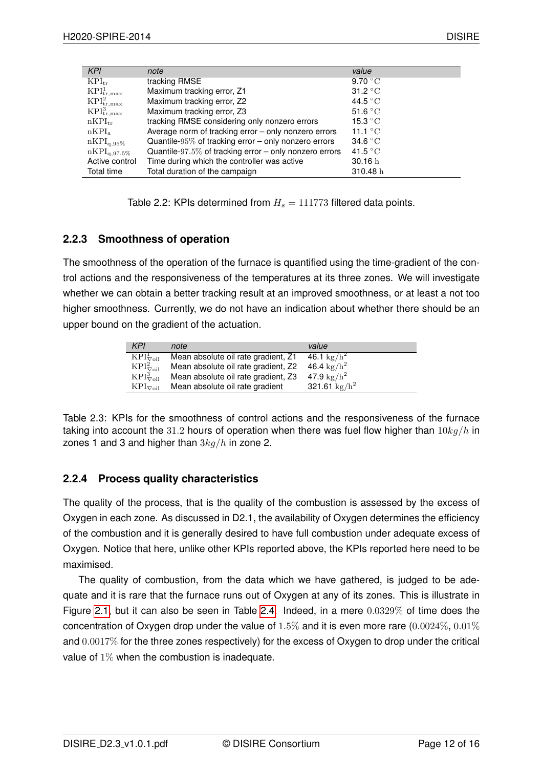| *KPI* | *note* | *value* |
|---|---|---|
| $\mathrm{KPI}_{\mathrm{tr}}$ | tracking RMSE | 9.70 $^\circ\mathrm{C}$ |
| $\mathrm{KPI}^1_{\mathrm{tr,max}}$ | Maximum tracking error, Z1 | 31.2 $^\circ\mathrm{C}$ |
| $\mathrm{KPI}^2_{\mathrm{tr,max}}$ | Maximum tracking error, Z2 | 44.5 $^\circ\mathrm{C}$ |
| $\mathrm{KPI}^3_{\mathrm{tr,max}}$ | Maximum tracking error, Z3 | 51.6 $^\circ\mathrm{C}$ |
| $\mathrm{nKPI}_{\mathrm{tr}}$ | tracking RMSE considering only nonzero errors | 15.3 $^\circ\mathrm{C}$ |
| $\mathrm{nKPI}_{\mathrm{a}}$ | Average norm of tracking error – only nonzero errors | 11.1 $^\circ\mathrm{C}$ |
| $\mathrm{nKPI}_{\mathrm{q},95\%}$ | Quantile-$95\%$ of tracking error – only nonzero errors | 34.6 $^\circ\mathrm{C}$ |
| $\mathrm{nKPI}_{\mathrm{q},97.5\%}$ | Quantile-$97.5\%$ of tracking error – only nonzero errors | 41.5 $^\circ\mathrm{C}$ |
| Active control | Time during which the controller was active | 30.16 $\mathrm{h}$ |
| Total time | Total duration of the campaign | 310.48 $\mathrm{h}$ |

Table 2.2: KPIs determined from $H_s = 111773$ filtered data points.

### 2.2.3 Smoothness of operation

The smoothness of the operation of the furnace is quantified using the time-gradient of the control actions and the responsiveness of the temperatures at its three zones. We will investigate whether we can obtain a better tracking result at an improved smoothness, or at least a not too higher smoothness. Currently, we do not have an indication about whether there should be an upper bound on the gradient of the actuation.

| *KPI* | *note* | *value* |
|---|---|---|
| $\mathrm{KPI}^1_{\nabla\mathrm{oil}}$ | Mean absolute oil rate gradient, Z1 | 46.1 $\mathrm{kg/h^2}$ |
| $\mathrm{KPI}^2_{\nabla\mathrm{oil}}$ | Mean absolute oil rate gradient, Z2 | 46.4 $\mathrm{kg/h^2}$ |
| $\mathrm{KPI}^3_{\nabla\mathrm{oil}}$ | Mean absolute oil rate gradient, Z3 | 47.9 $\mathrm{kg/h^2}$ |
| $\mathrm{KPI}_{\nabla\mathrm{oil}}$ | Mean absolute oil rate gradient | 321.61 $\mathrm{kg/h^2}$ |

Table 2.3: KPIs for the smoothness of control actions and the responsiveness of the furnace taking into account the $31.2$ hours of operation when there was fuel flow higher than $10kg/h$ in zones 1 and 3 and higher than $3kg/h$ in zone 2.

### 2.2.4 Process quality characteristics

The quality of the process, that is the quality of the combustion is assessed by the excess of Oxygen in each zone. As discussed in D2.1, the availability of Oxygen determines the efficiency of the combustion and it is generally desired to have full combustion under adequate excess of Oxygen. Notice that here, unlike other KPIs reported above, the KPIs reported here need to be maximised.

The quality of combustion, from the data which we have gathered, is judged to be adequate and it is rare that the furnace runs out of Oxygen at any of its zones. This is illustrate in Figure 2.1, but it can also be seen in Table 2.4. Indeed, in a mere $0.0329\%$ of time does the concentration of Oxygen drop under the value of $1.5\%$ and it is even more rare ($0.0024\%$, $0.01\%$ and $0.0017\%$ for the three zones respectively) for the excess of Oxygen to drop under the critical value of $1\%$ when the combustion is inadequate.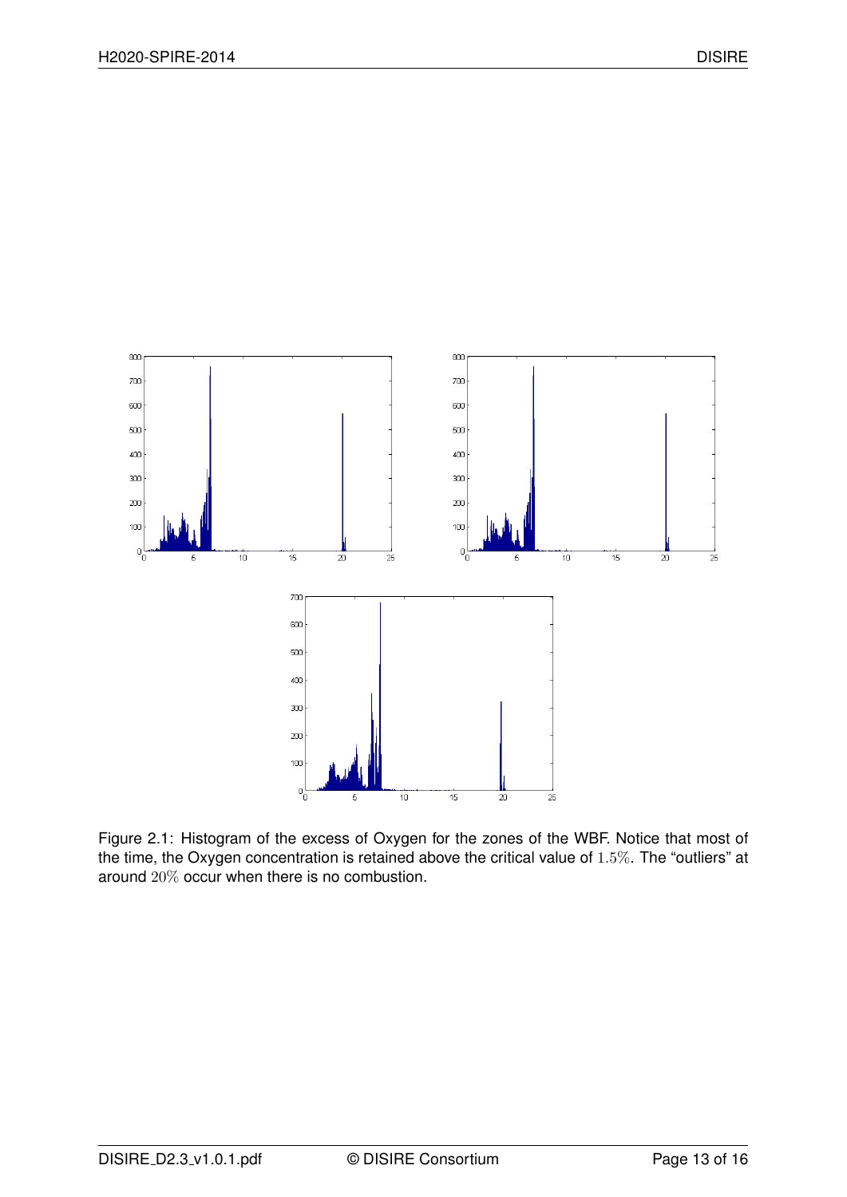Figure 2.1: Histogram of the excess of Oxygen for the zones of the WBF. Notice that most of the time, the Oxygen concentration is retained above the critical value of $1.5\%$. The "outliers" at around $20\%$ occur when there is no combustion.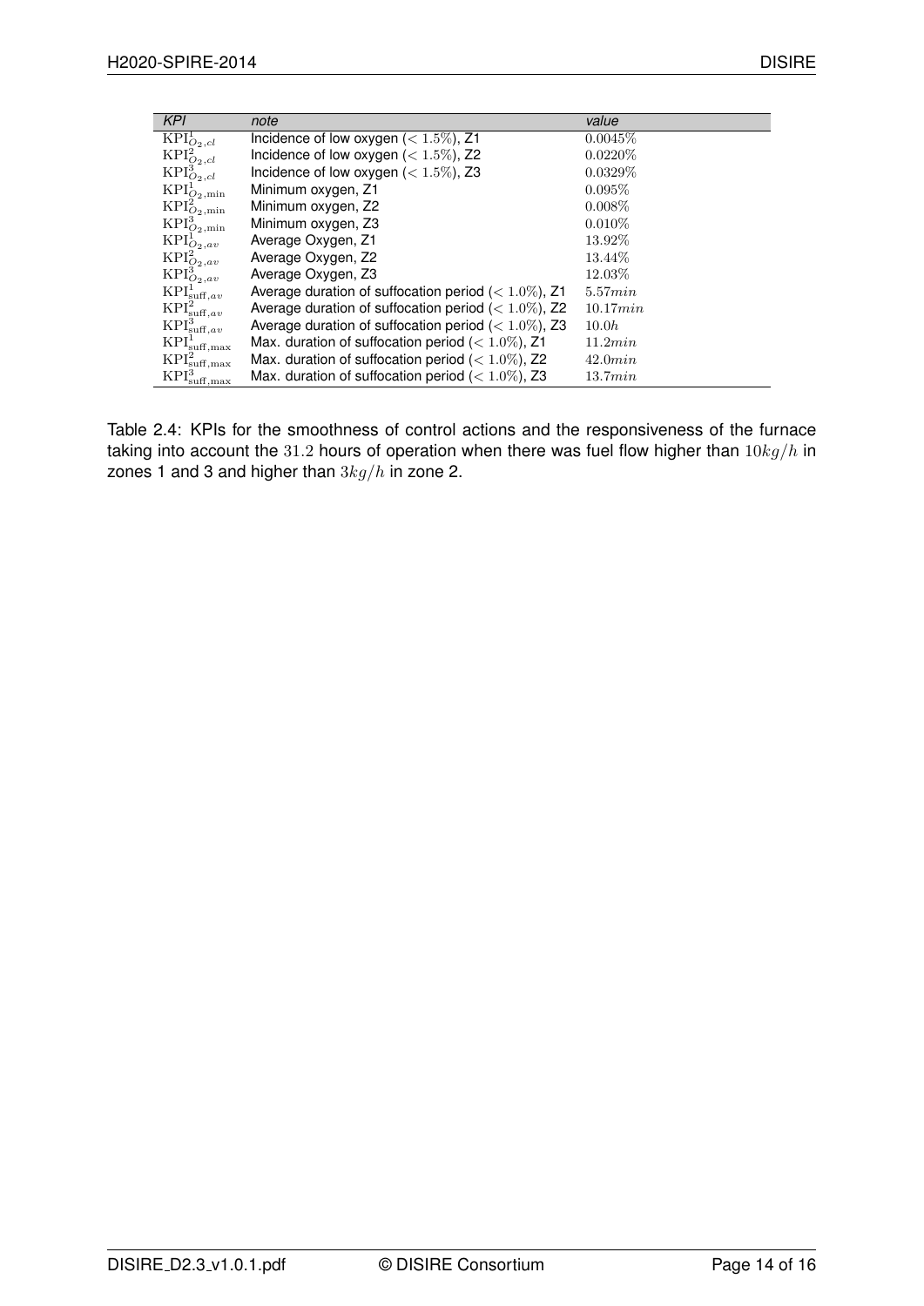| *KPI* | *note* | *value* |
| --- | --- | --- |
| $\mathrm{KPI}^1_{O_2,cl}$ | Incidence of low oxygen ($< 1.5\%$), Z1 | $0.0045\%$ |
| $\mathrm{KPI}^2_{O_2,cl}$ | Incidence of low oxygen ($< 1.5\%$), Z2 | $0.0220\%$ |
| $\mathrm{KPI}^3_{O_2,cl}$ | Incidence of low oxygen ($< 1.5\%$), Z3 | $0.0329\%$ |
| $\mathrm{KPI}^1_{O_2,\min}$ | Minimum oxygen, Z1 | $0.095\%$ |
| $\mathrm{KPI}^2_{O_2,\min}$ | Minimum oxygen, Z2 | $0.008\%$ |
| $\mathrm{KPI}^3_{O_2,\min}$ | Minimum oxygen, Z3 | $0.010\%$ |
| $\mathrm{KPI}^1_{O_2,av}$ | Average Oxygen, Z1 | $13.92\%$ |
| $\mathrm{KPI}^2_{O_2,av}$ | Average Oxygen, Z2 | $13.44\%$ |
| $\mathrm{KPI}^3_{O_2,av}$ | Average Oxygen, Z3 | $12.03\%$ |
| $\mathrm{KPI}^1_{\mathrm{suff},av}$ | Average duration of suffocation period ($< 1.0\%$), Z1 | $5.57min$ |
| $\mathrm{KPI}^2_{\mathrm{suff},av}$ | Average duration of suffocation period ($< 1.0\%$), Z2 | $10.17min$ |
| $\mathrm{KPI}^3_{\mathrm{suff},av}$ | Average duration of suffocation period ($< 1.0\%$), Z3 | $10.0h$ |
| $\mathrm{KPI}^1_{\mathrm{suff},\max}$ | Max. duration of suffocation period ($< 1.0\%$), Z1 | $11.2min$ |
| $\mathrm{KPI}^2_{\mathrm{suff},\max}$ | Max. duration of suffocation period ($< 1.0\%$), Z2 | $42.0min$ |
| $\mathrm{KPI}^3_{\mathrm{suff},\max}$ | Max. duration of suffocation period ($< 1.0\%$), Z3 | $13.7min$ |

Table 2.4: KPIs for the smoothness of control actions and the responsiveness of the furnace taking into account the $31.2$ hours of operation when there was fuel flow higher than $10kg/h$ in zones 1 and 3 and higher than $3kg/h$ in zone 2.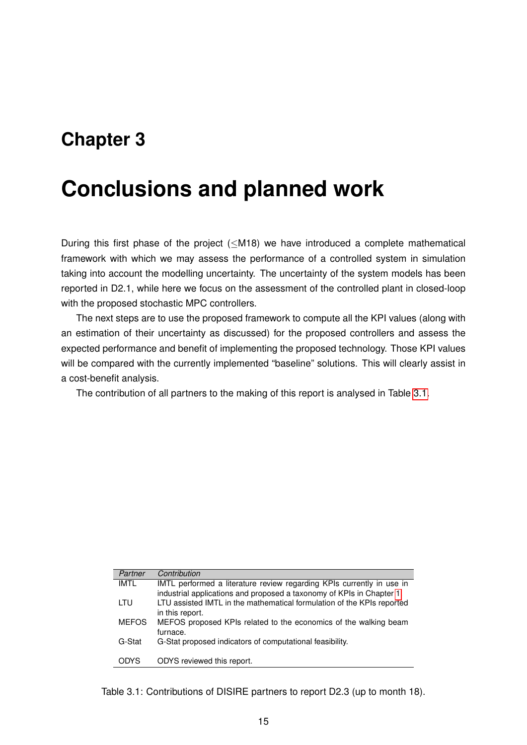# Chapter 3

# Conclusions and planned work

During this first phase of the project ($\leq$M18) we have introduced a complete mathematical framework with which we may assess the performance of a controlled system in simulation taking into account the modelling uncertainty. The uncertainty of the system models has been reported in D2.1, while here we focus on the assessment of the controlled plant in closed-loop with the proposed stochastic MPC controllers.

The next steps are to use the proposed framework to compute all the KPI values (along with an estimation of their uncertainty as discussed) for the proposed controllers and assess the expected performance and benefit of implementing the proposed technology. Those KPI values will be compared with the currently implemented "baseline" solutions. This will clearly assist in a cost-benefit analysis.

The contribution of all partners to the making of this report is analysed in Table 3.1.

| *Partner* | *Contribution* |
| --- | --- |
| IMTL | IMTL performed a literature review regarding KPIs currently in use in industrial applications and proposed a taxonomy of KPIs in Chapter 1. |
| LTU | LTU assisted IMTL in the mathematical formulation of the KPIs reported in this report. |
| MEFOS | MEFOS proposed KPIs related to the economics of the walking beam furnace. |
| G-Stat | G-Stat proposed indicators of computational feasibility. |
| ODYS | ODYS reviewed this report. |

Table 3.1: Contributions of DISIRE partners to report D2.3 (up to month 18).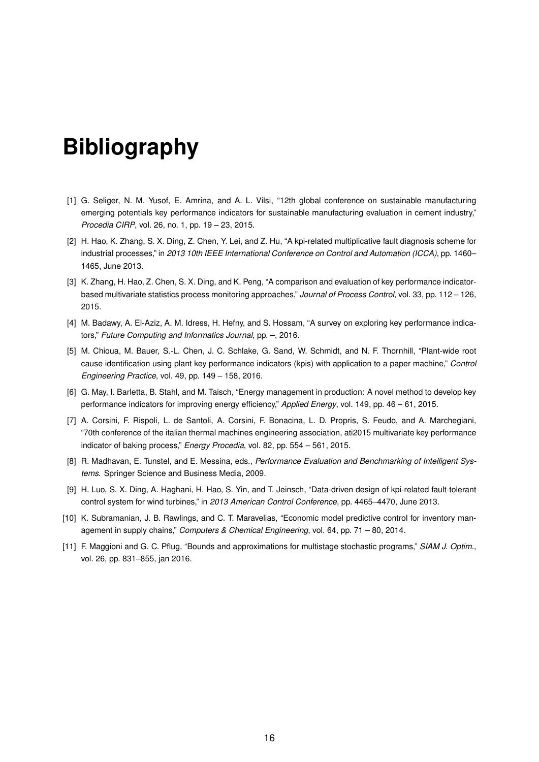# Bibliography

[1] G. Seliger, N. M. Yusof, E. Amrina, and A. L. Vilsi, “12th global conference on sustainable manufacturing emerging potentials key performance indicators for sustainable manufacturing evaluation in cement industry,” *Procedia CIRP*, vol. 26, no. 1, pp. 19 – 23, 2015.

[2] H. Hao, K. Zhang, S. X. Ding, Z. Chen, Y. Lei, and Z. Hu, “A kpi-related multiplicative fault diagnosis scheme for industrial processes,” in *2013 10th IEEE International Conference on Control and Automation (ICCA)*, pp. 1460–1465, June 2013.

[3] K. Zhang, H. Hao, Z. Chen, S. X. Ding, and K. Peng, “A comparison and evaluation of key performance indicator-based multivariate statistics process monitoring approaches,” *Journal of Process Control*, vol. 33, pp. 112 – 126, 2015.

[4] M. Badawy, A. El-Aziz, A. M. Idress, H. Hefny, and S. Hossam, “A survey on exploring key performance indicators,” *Future Computing and Informatics Journal*, pp. –, 2016.

[5] M. Chioua, M. Bauer, S.-L. Chen, J. C. Schlake, G. Sand, W. Schmidt, and N. F. Thornhill, “Plant-wide root cause identification using plant key performance indicators (kpis) with application to a paper machine,” *Control Engineering Practice*, vol. 49, pp. 149 – 158, 2016.

[6] G. May, I. Barletta, B. Stahl, and M. Taisch, “Energy management in production: A novel method to develop key performance indicators for improving energy efficiency,” *Applied Energy*, vol. 149, pp. 46 – 61, 2015.

[7] A. Corsini, F. Rispoli, L. de Santoli, A. Corsini, F. Bonacina, L. D. Propris, S. Feudo, and A. Marchegiani, “70th conference of the italian thermal machines engineering association, ati2015 multivariate key performance indicator of baking process,” *Energy Procedia*, vol. 82, pp. 554 – 561, 2015.

[8] R. Madhavan, E. Tunstel, and E. Messina, eds., *Performance Evaluation and Benchmarking of Intelligent Systems.* Springer Science and Business Media, 2009.

[9] H. Luo, S. X. Ding, A. Haghani, H. Hao, S. Yin, and T. Jeinsch, “Data-driven design of kpi-related fault-tolerant control system for wind turbines,” in *2013 American Control Conference*, pp. 4465–4470, June 2013.

[10] K. Subramanian, J. B. Rawlings, and C. T. Maravelias, “Economic model predictive control for inventory management in supply chains,” *Computers & Chemical Engineering*, vol. 64, pp. 71 – 80, 2014.

[11] F. Maggioni and G. C. Pflug, “Bounds and approximations for multistage stochastic programs,” *SIAM J. Optim.*, vol. 26, pp. 831–855, jan 2016.